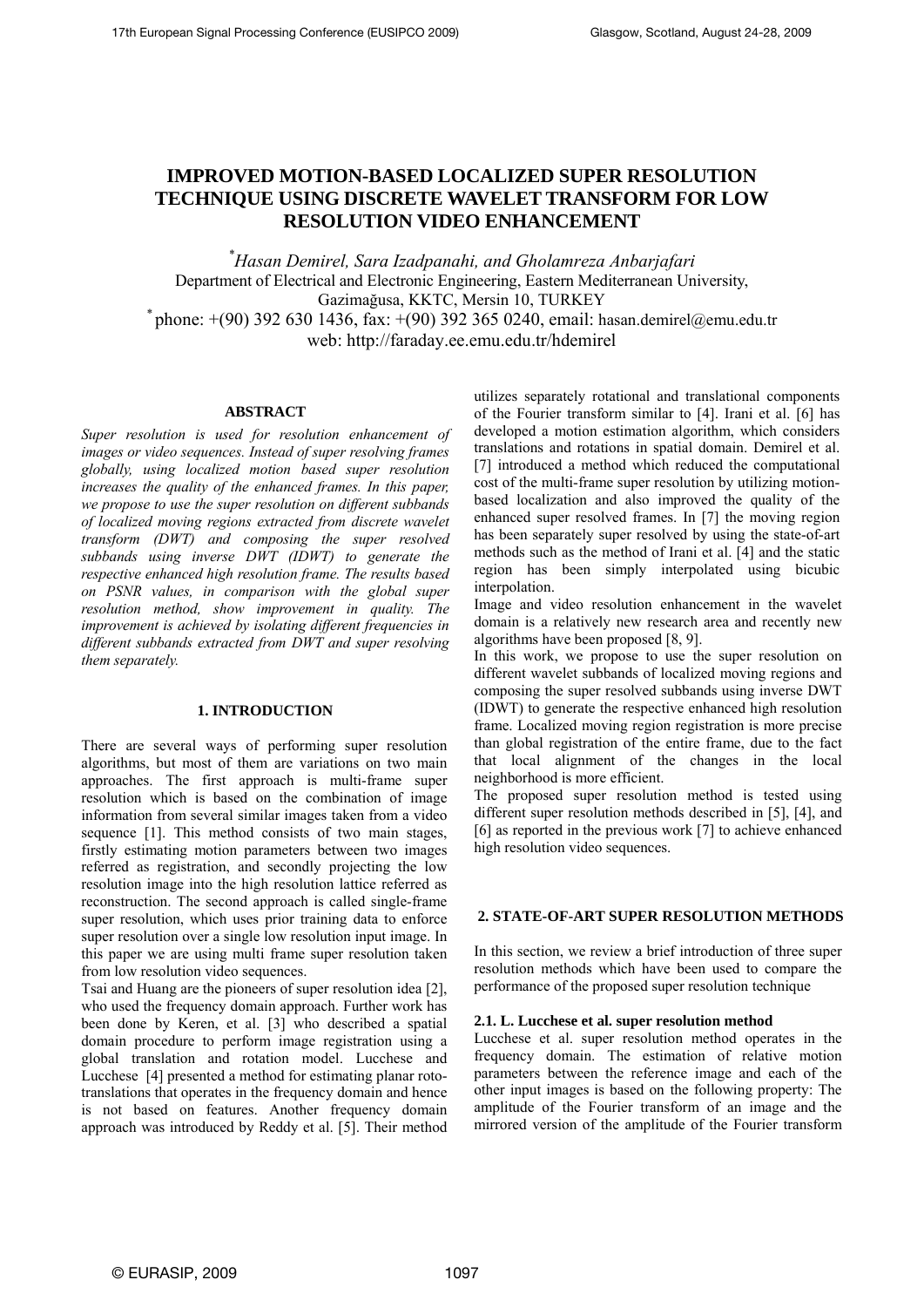# IMPROVED MOTION-BASED LOCALIZED SUPER RESOLUTION TECHNIQUE USING DISCRETE WAVELET TRANSFORM FOR LOW RESOLUTION VIDEO ENHANCEMENT

*[*]Hasan Demirel, Sara Izadpanahi, and Gholamreza Anbarjafari*

Department of Electrical and Electronic Engineering, Eastern Mediterranean University, Gazimağusa, KKTC, Mersin 10, TURKEY

[*] phone: +(90) 392 630 1436, fax: +(90) 392 365 0240, email: hasan.demirel@emu.edu.tr

web: http://faraday.ee.emu.edu.tr/hdemirel

## ABSTRACT

*Super resolution is used for resolution enhancement of images or video sequences. Instead of super resolving frames globally, using localized motion based super resolution increases the quality of the enhanced frames. In this paper, we propose to use the super resolution on different subbands of localized moving regions extracted from discrete wavelet transform (DWT) and composing the super resolved subbands using inverse DWT (IDWT) to generate the respective enhanced high resolution frame. The results based on PSNR values, in comparison with the global super resolution method, show improvement in quality. The improvement is achieved by isolating different frequencies in different subbands extracted from DWT and super resolving them separately.*

## 1. INTRODUCTION

There are several ways of performing super resolution algorithms, but most of them are variations on two main approaches. The first approach is multi-frame super resolution which is based on the combination of image information from several similar images taken from a video sequence [1]. This method consists of two main stages, firstly estimating motion parameters between two images referred as registration, and secondly projecting the low resolution image into the high resolution lattice referred as reconstruction. The second approach is called single-frame super resolution, which uses prior training data to enforce super resolution over a single low resolution input image. In this paper we are using multi frame super resolution taken from low resolution video sequences.

Tsai and Huang are the pioneers of super resolution idea [2], who used the frequency domain approach. Further work has been done by Keren, et al. [3] who described a spatial domain procedure to perform image registration using a global translation and rotation model. Lucchese and Lucchese [4] presented a method for estimating planar roto-translations that operates in the frequency domain and hence is not based on features. Another frequency domain approach was introduced by Reddy et al. [5]. Their method utilizes separately rotational and translational components of the Fourier transform similar to [4]. Irani et al. [6] has developed a motion estimation algorithm, which considers translations and rotations in spatial domain. Demirel et al. [7] introduced a method which reduced the computational cost of the multi-frame super resolution by utilizing motion-based localization and also improved the quality of the enhanced super resolved frames. In [7] the moving region has been separately super resolved by using the state-of-art methods such as the method of Irani et al. [4] and the static region has been simply interpolated using bicubic interpolation.

Image and video resolution enhancement in the wavelet domain is a relatively new research area and recently new algorithms have been proposed [8, 9].

In this work, we propose to use the super resolution on different wavelet subbands of localized moving regions and composing the super resolved subbands using inverse DWT (IDWT) to generate the respective enhanced high resolution frame. Localized moving region registration is more precise than global registration of the entire frame, due to the fact that local alignment of the changes in the local neighborhood is more efficient.

The proposed super resolution method is tested using different super resolution methods described in [5], [4], and [6] as reported in the previous work [7] to achieve enhanced high resolution video sequences.

## 2. STATE-OF-ART SUPER RESOLUTION METHODS

In this section, we review a brief introduction of three super resolution methods which have been used to compare the performance of the proposed super resolution technique

### 2.1. L. Lucchese et al. super resolution method

Lucchese et al. super resolution method operates in the frequency domain. The estimation of relative motion parameters between the reference image and each of the other input images is based on the following property: The amplitude of the Fourier transform of an image and the mirrored version of the amplitude of the Fourier transform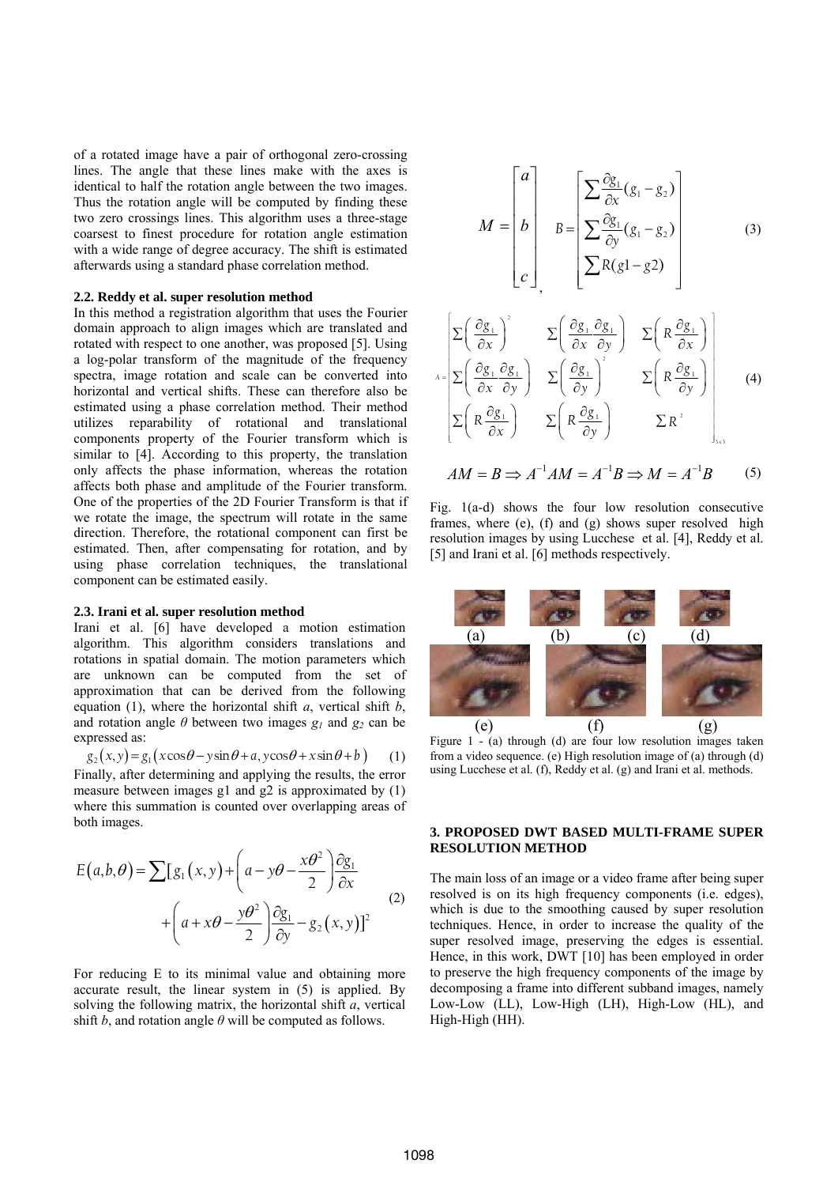of a rotated image have a pair of orthogonal zero-crossing lines. The angle that these lines make with the axes is identical to half the rotation angle between the two images. Thus the rotation angle will be computed by finding these two zero crossings lines. This algorithm uses a three-stage coarsest to finest procedure for rotation angle estimation with a wide range of degree accuracy. The shift is estimated afterwards using a standard phase correlation method.

### 2.2. Reddy et al. super resolution method

In this method a registration algorithm that uses the Fourier domain approach to align images which are translated and rotated with respect to one another, was proposed [5]. Using a log-polar transform of the magnitude of the frequency spectra, image rotation and scale can be converted into horizontal and vertical shifts. These can therefore also be estimated using a phase correlation method. Their method utilizes reparability of rotational and translational components property of the Fourier transform which is similar to [4]. According to this property, the translation only affects the phase information, whereas the rotation affects both phase and amplitude of the Fourier transform. One of the properties of the 2D Fourier Transform is that if we rotate the image, the spectrum will rotate in the same direction. Therefore, the rotational component can first be estimated. Then, after compensating for rotation, and by using phase correlation techniques, the translational component can be estimated easily.

### 2.3. Irani et al. super resolution method

Irani et al. [6] have developed a motion estimation algorithm. This algorithm considers translations and rotations in spatial domain. The motion parameters which are unknown can be computed from the set of approximation that can be derived from the following equation (1), where the horizontal shift $a$, vertical shift $b$, and rotation angle $\theta$ between two images $g_1$ and $g_2$ can be expressed as:

$$g_2(x,y) = g_1(x\cos\theta - y\sin\theta + a, y\cos\theta + x\sin\theta + b) \quad (1)$$

Finally, after determining and applying the results, the error measure between images g1 and g2 is approximated by (1) where this summation is counted over overlapping areas of both images.

$$E(a,b,\theta) = \sum [g_1(x,y) + \left(a - y\theta - \frac{x\theta^2}{2}\right)\frac{\partial g_1}{\partial x} + \left(a + x\theta - \frac{y\theta^2}{2}\right)\frac{\partial g_1}{\partial y} - g_2(x,y)]^2 \quad (2)$$

For reducing E to its minimal value and obtaining more accurate result, the linear system in (5) is applied. By solving the following matrix, the horizontal shift $a$, vertical shift $b$, and rotation angle $\theta$ will be computed as follows.

$$M = \begin{bmatrix} a \\ b \\ c \end{bmatrix}, \quad B = \begin{bmatrix} \sum \frac{\partial g_1}{\partial x}(g_1 - g_2) \\ \sum \frac{\partial g_1}{\partial y}(g_1 - g_2) \\ \sum R(g1 - g2) \end{bmatrix} \quad (3)$$

$$A = \begin{bmatrix} \sum\left(\frac{\partial g_1}{\partial x}\right)^2 & \sum\left(\frac{\partial g_1}{\partial x}\frac{\partial g_1}{\partial y}\right) & \sum\left(R\frac{\partial g_1}{\partial x}\right) \\ \sum\left(\frac{\partial g_1}{\partial x}\frac{\partial g_1}{\partial y}\right) & \sum\left(\frac{\partial g_1}{\partial y}\right)^2 & \sum\left(R\frac{\partial g_1}{\partial y}\right) \\ \sum\left(R\frac{\partial g_1}{\partial x}\right) & \sum\left(R\frac{\partial g_1}{\partial y}\right) & \sum R^2 \end{bmatrix}_{3\times 3} \quad (4)$$

$$AM = B \Rightarrow A^{-1}AM = A^{-1}B \Rightarrow M = A^{-1}B \quad (5)$$

Fig. 1(a-d) shows the four low resolution consecutive frames, where (e), (f) and (g) shows super resolved high resolution images by using Lucchese et al. [4], Reddy et al. [5] and Irani et al. [6] methods respectively.

(a) (b) (c) (d)

(e) (f) (g)

Figure 1 - (a) through (d) are four low resolution images taken from a video sequence. (e) High resolution image of (a) through (d) using Lucchese et al. (f), Reddy et al. (g) and Irani et al. methods.

## 3. PROPOSED DWT BASED MULTI-FRAME SUPER RESOLUTION METHOD

The main loss of an image or a video frame after being super resolved is on its high frequency components (i.e. edges), which is due to the smoothing caused by super resolution techniques. Hence, in order to increase the quality of the super resolved image, preserving the edges is essential. Hence, in this work, DWT [10] has been employed in order to preserve the high frequency components of the image by decomposing a frame into different subband images, namely Low-Low (LL), Low-High (LH), High-Low (HL), and High-High (HH).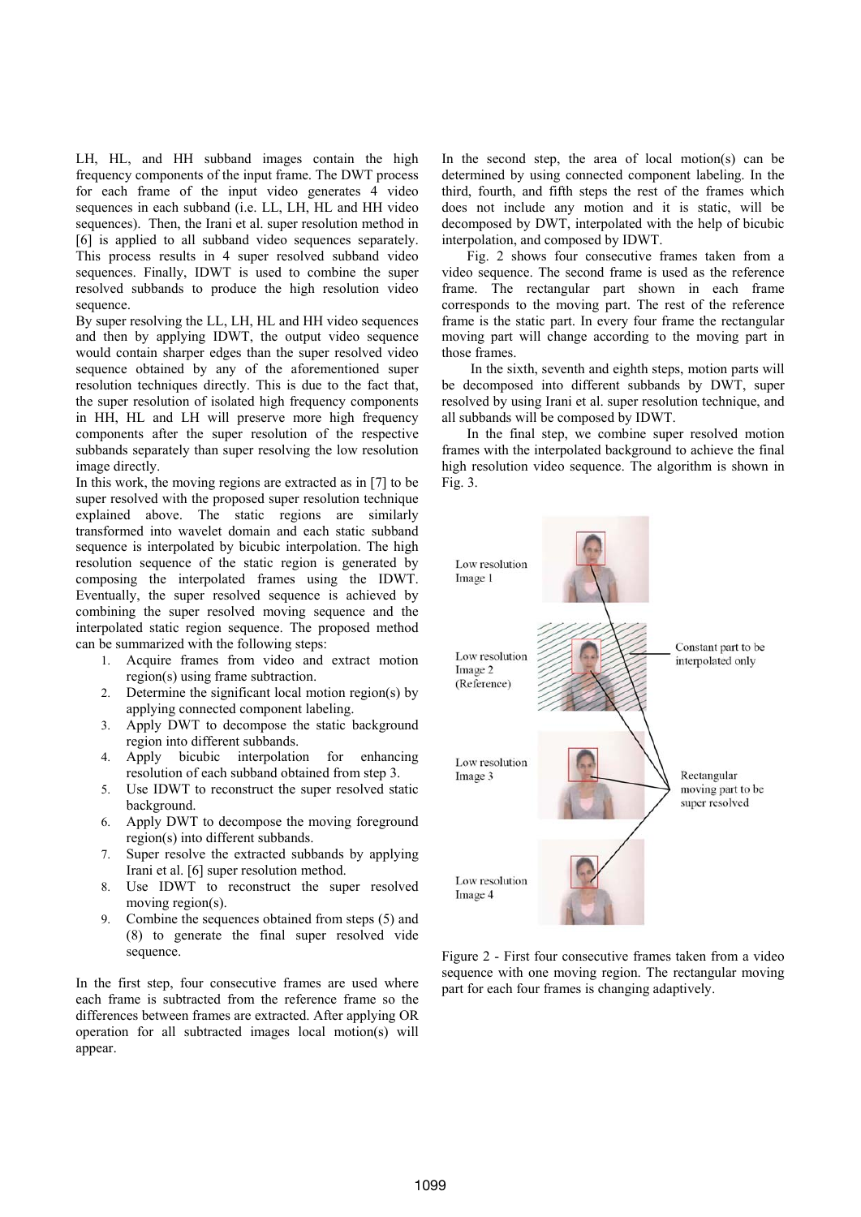LH, HL, and HH subband images contain the high frequency components of the input frame. The DWT process for each frame of the input video generates 4 video sequences in each subband (i.e. LL, LH, HL and HH video sequences). Then, the Irani et al. super resolution method in [6] is applied to all subband video sequences separately. This process results in 4 super resolved subband video sequences. Finally, IDWT is used to combine the super resolved subbands to produce the high resolution video sequence.

By super resolving the LL, LH, HL and HH video sequences and then by applying IDWT, the output video sequence would contain sharper edges than the super resolved video sequence obtained by any of the aforementioned super resolution techniques directly. This is due to the fact that, the super resolution of isolated high frequency components in HH, HL and LH will preserve more high frequency components after the super resolution of the respective subbands separately than super resolving the low resolution image directly.

In this work, the moving regions are extracted as in [7] to be super resolved with the proposed super resolution technique explained above. The static regions are similarly transformed into wavelet domain and each static subband sequence is interpolated by bicubic interpolation. The high resolution sequence of the static region is generated by composing the interpolated frames using the IDWT. Eventually, the super resolved sequence is achieved by combining the super resolved moving sequence and the interpolated static region sequence. The proposed method can be summarized with the following steps:

1. Acquire frames from video and extract motion region(s) using frame subtraction.
2. Determine the significant local motion region(s) by applying connected component labeling.
3. Apply DWT to decompose the static background region into different subbands.
4. Apply bicubic interpolation for enhancing resolution of each subband obtained from step 3.
5. Use IDWT to reconstruct the super resolved static background.
6. Apply DWT to decompose the moving foreground region(s) into different subbands.
7. Super resolve the extracted subbands by applying Irani et al. [6] super resolution method.
8. Use IDWT to reconstruct the super resolved moving region(s).
9. Combine the sequences obtained from steps (5) and (8) to generate the final super resolved vide sequence.

In the first step, four consecutive frames are used where each frame is subtracted from the reference frame so the differences between frames are extracted. After applying OR operation for all subtracted images local motion(s) will appear.

In the second step, the area of local motion(s) can be determined by using connected component labeling. In the third, fourth, and fifth steps the rest of the frames which does not include any motion and it is static, will be decomposed by DWT, interpolated with the help of bicubic interpolation, and composed by IDWT.

Fig. 2 shows four consecutive frames taken from a video sequence. The second frame is used as the reference frame. The rectangular part shown in each frame corresponds to the moving part. The rest of the reference frame is the static part. In every four frame the rectangular moving part will change according to the moving part in those frames.

In the sixth, seventh and eighth steps, motion parts will be decomposed into different subbands by DWT, super resolved by using Irani et al. super resolution technique, and all subbands will be composed by IDWT.

In the final step, we combine super resolved motion frames with the interpolated background to achieve the final high resolution video sequence. The algorithm is shown in Fig. 3.

Figure 2 - First four consecutive frames taken from a video sequence with one moving region. The rectangular moving part for each four frames is changing adaptively.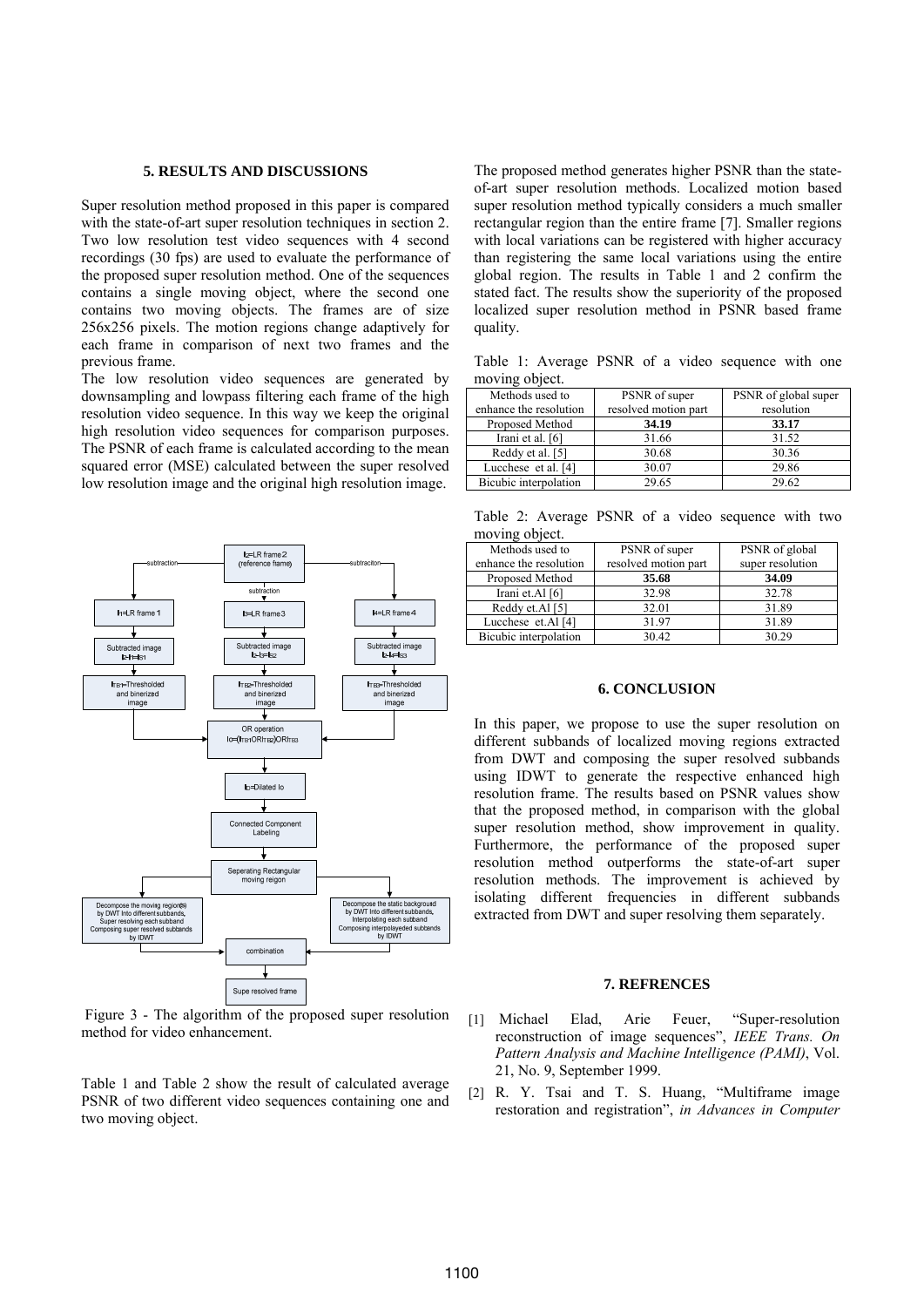## 5. RESULTS AND DISCUSSIONS

Super resolution method proposed in this paper is compared with the state-of-art super resolution techniques in section 2. Two low resolution test video sequences with 4 second recordings (30 fps) are used to evaluate the performance of the proposed super resolution method. One of the sequences contains a single moving object, where the second one contains two moving objects. The frames are of size 256x256 pixels. The motion regions change adaptively for each frame in comparison of next two frames and the previous frame.

The low resolution video sequences are generated by downsampling and lowpass filtering each frame of the high resolution video sequence. In this way we keep the original high resolution video sequences for comparison purposes. The PSNR of each frame is calculated according to the mean squared error (MSE) calculated between the super resolved low resolution image and the original high resolution image.

Figure 3 - The algorithm of the proposed super resolution method for video enhancement.

Table 1 and Table 2 show the result of calculated average PSNR of two different video sequences containing one and two moving object.

The proposed method generates higher PSNR than the state-of-art super resolution methods. Localized motion based super resolution method typically considers a much smaller rectangular region than the entire frame [7]. Smaller regions with local variations can be registered with higher accuracy than registering the same local variations using the entire global region. The results in Table 1 and 2 confirm the stated fact. The results show the superiority of the proposed localized super resolution method in PSNR based frame quality.

Table 1: Average PSNR of a video sequence with one moving object.

| Methods used to enhance the resolution | PSNR of super resolved motion part | PSNR of global super resolution |
|---|---|---|
| Proposed Method | **34.19** | **33.17** |
| Irani et al. [6] | 31.66 | 31.52 |
| Reddy et al. [5] | 30.68 | 30.36 |
| Lucchese et al. [4] | 30.07 | 29.86 |
| Bicubic interpolation | 29.65 | 29.62 |

Table 2: Average PSNR of a video sequence with two moving object.

| Methods used to enhance the resolution | PSNR of super resolved motion part | PSNR of global super resolution |
|---|---|---|
| Proposed Method | **35.68** | **34.09** |
| Irani et.Al [6] | 32.98 | 32.78 |
| Reddy et.Al [5] | 32.01 | 31.89 |
| Lucchese et.Al [4] | 31.97 | 31.89 |
| Bicubic interpolation | 30.42 | 30.29 |

## 6. CONCLUSION

In this paper, we propose to use the super resolution on different subbands of localized moving regions extracted from DWT and composing the super resolved subbands using IDWT to generate the respective enhanced high resolution frame. The results based on PSNR values show that the proposed method, in comparison with the global super resolution method, show improvement in quality. Furthermore, the performance of the proposed super resolution method outperforms the state-of-art super resolution methods. The improvement is achieved by isolating different frequencies in different subbands extracted from DWT and super resolving them separately.

## 7. REFRENCES

[1] Michael Elad, Arie Feuer, "Super-resolution reconstruction of image sequences", *IEEE Trans. On Pattern Analysis and Machine Intelligence (PAMI)*, Vol. 21, No. 9, September 1999.

[2] R. Y. Tsai and T. S. Huang, "Multiframe image restoration and registration", *in Advances in Computer*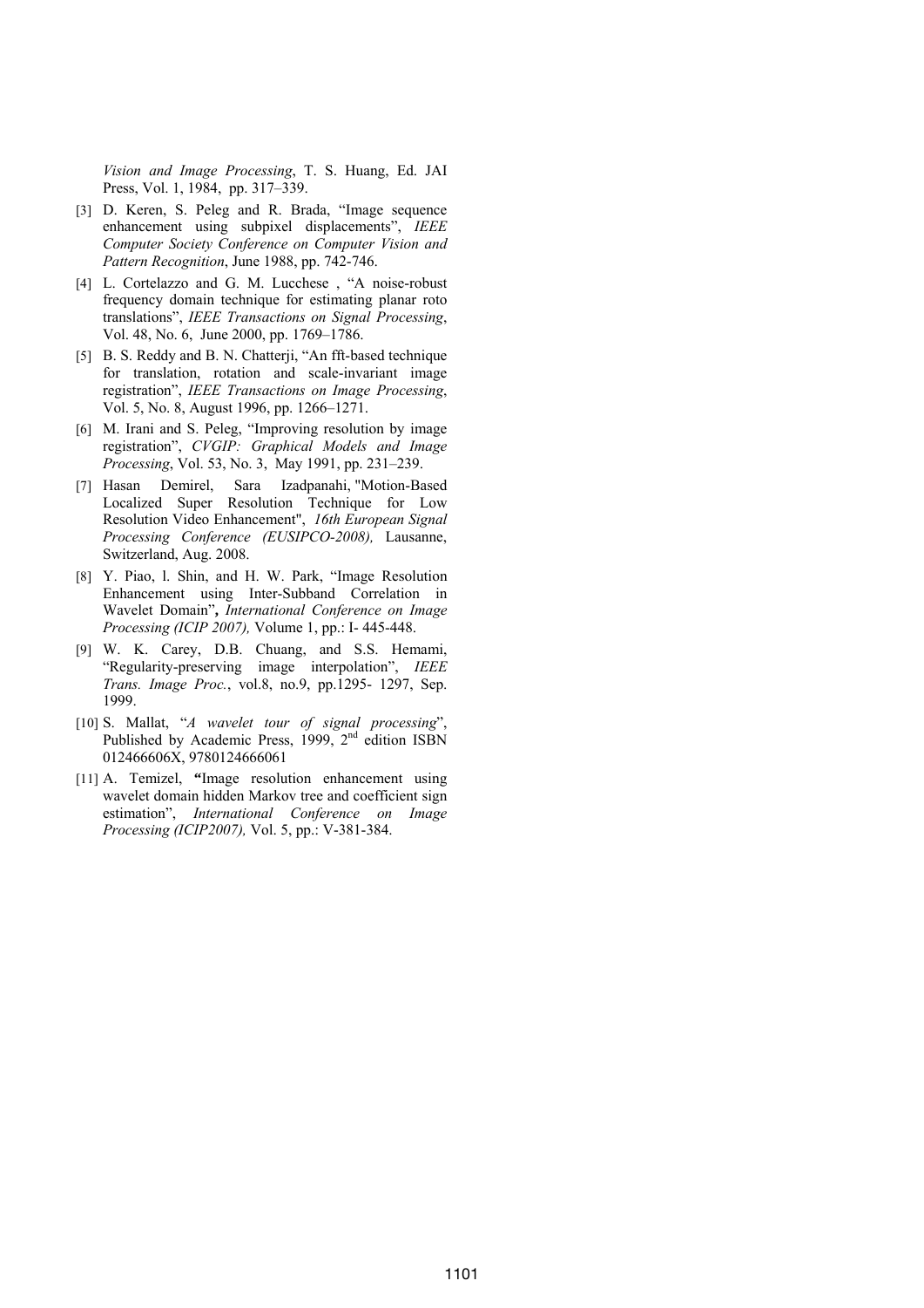*Vision and Image Processing*, T. S. Huang, Ed. JAI Press, Vol. 1, 1984, pp. 317–339.

[3] D. Keren, S. Peleg and R. Brada, "Image sequence enhancement using subpixel displacements", *IEEE Computer Society Conference on Computer Vision and Pattern Recognition*, June 1988, pp. 742-746.

[4] L. Cortelazzo and G. M. Lucchese , "A noise-robust frequency domain technique for estimating planar roto translations", *IEEE Transactions on Signal Processing*, Vol. 48, No. 6, June 2000, pp. 1769–1786.

[5] B. S. Reddy and B. N. Chatterji, "An fft-based technique for translation, rotation and scale-invariant image registration", *IEEE Transactions on Image Processing*, Vol. 5, No. 8, August 1996, pp. 1266–1271.

[6] M. Irani and S. Peleg, "Improving resolution by image registration", *CVGIP: Graphical Models and Image Processing*, Vol. 53, No. 3, May 1991, pp. 231–239.

[7] Hasan Demirel, Sara Izadpanahi, "Motion-Based Localized Super Resolution Technique for Low Resolution Video Enhancement", *16th European Signal Processing Conference (EUSIPCO-2008),* Lausanne, Switzerland, Aug. 2008.

[8] Y. Piao, l. Shin, and H. W. Park, "Image Resolution Enhancement using Inter-Subband Correlation in Wavelet Domain"**,** *International Conference on Image Processing (ICIP 2007),* Volume 1, pp.: I- 445-448.

[9] W. K. Carey, D.B. Chuang, and S.S. Hemami, "Regularity-preserving image interpolation", *IEEE Trans. Image Proc.*, vol.8, no.9, pp.1295- 1297, Sep. 1999.

[10] S. Mallat, "*A wavelet tour of signal processing*", Published by Academic Press, 1999, 2nd edition ISBN 012466606X, 9780124666061

[11] A. Temizel, **"**Image resolution enhancement using wavelet domain hidden Markov tree and coefficient sign estimation", *International Conference on Image Processing (ICIP2007),* Vol. 5, pp.: V-381-384.